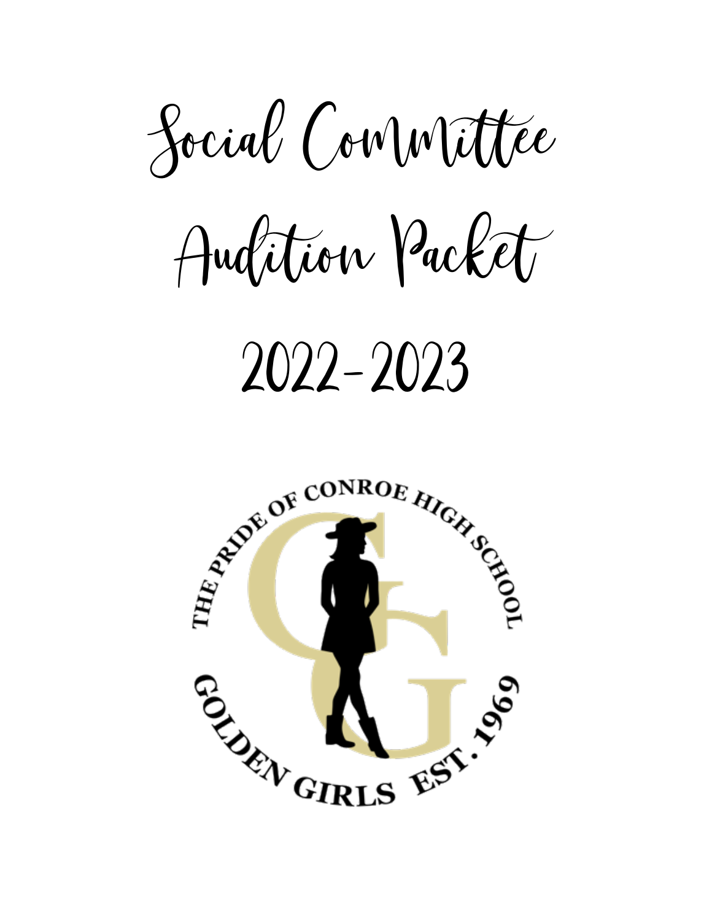# Social Committee Audition Packet

# 2022-2023

THE PRIDE OF CONROE HIGH SCHOOL

GOLDEN GIRLS EST. 1969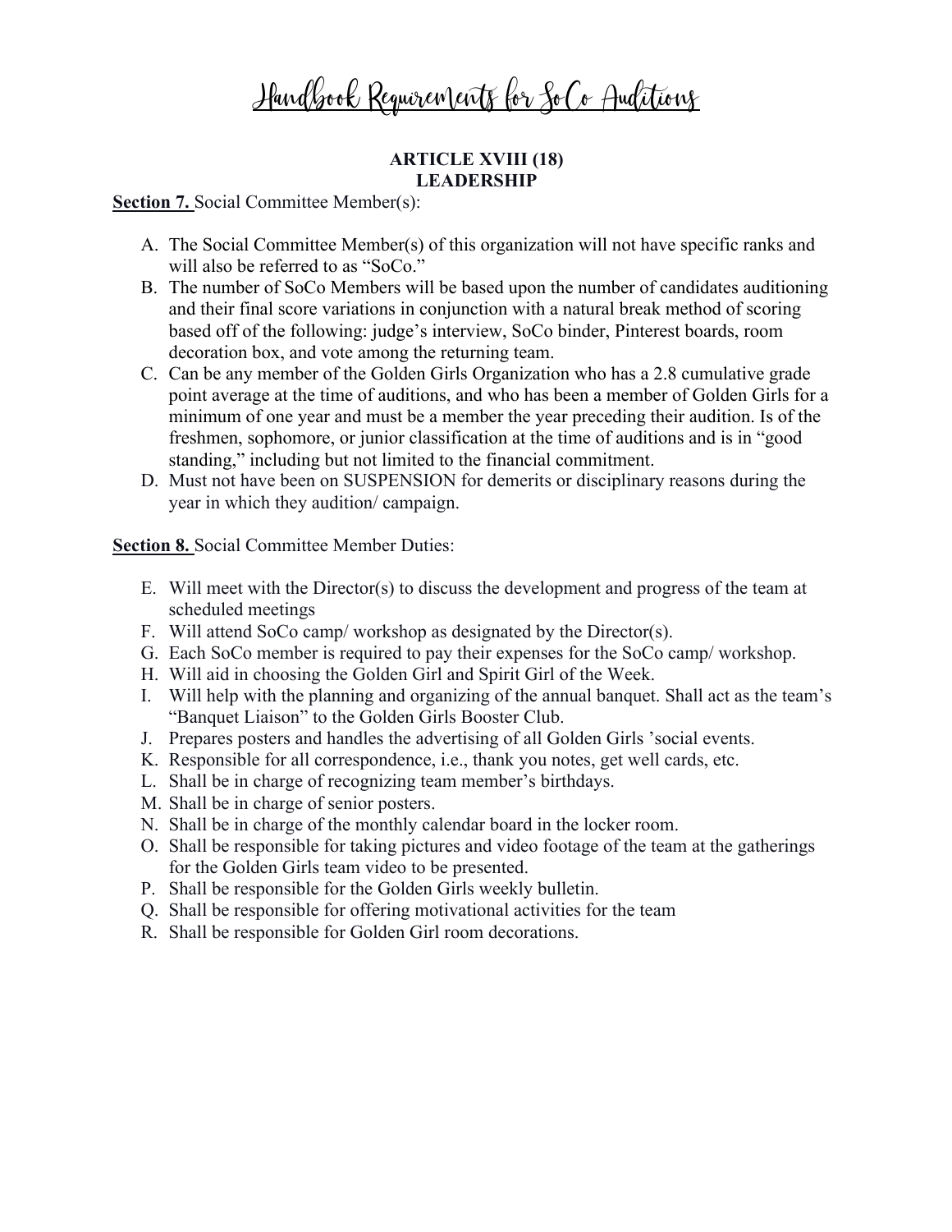# Handbook Requirements for SoCo Auditions

## ARTICLE XVIII (18)
## LEADERSHIP

**Section 7.** Social Committee Member(s):

A. The Social Committee Member(s) of this organization will not have specific ranks and will also be referred to as "SoCo."
B. The number of SoCo Members will be based upon the number of candidates auditioning and their final score variations in conjunction with a natural break method of scoring based off of the following: judge's interview, SoCo binder, Pinterest boards, room decoration box, and vote among the returning team.
C. Can be any member of the Golden Girls Organization who has a 2.8 cumulative grade point average at the time of auditions, and who has been a member of Golden Girls for a minimum of one year and must be a member the year preceding their audition. Is of the freshmen, sophomore, or junior classification at the time of auditions and is in "good standing," including but not limited to the financial commitment.
D. Must not have been on SUSPENSION for demerits or disciplinary reasons during the year in which they audition/ campaign.

**Section 8.** Social Committee Member Duties:

E. Will meet with the Director(s) to discuss the development and progress of the team at scheduled meetings
F. Will attend SoCo camp/ workshop as designated by the Director(s).
G. Each SoCo member is required to pay their expenses for the SoCo camp/ workshop.
H. Will aid in choosing the Golden Girl and Spirit Girl of the Week.
I. Will help with the planning and organizing of the annual banquet. Shall act as the team's "Banquet Liaison" to the Golden Girls Booster Club.
J. Prepares posters and handles the advertising of all Golden Girls 'social events.
K. Responsible for all correspondence, i.e., thank you notes, get well cards, etc.
L. Shall be in charge of recognizing team member's birthdays.
M. Shall be in charge of senior posters.
N. Shall be in charge of the monthly calendar board in the locker room.
O. Shall be responsible for taking pictures and video footage of the team at the gatherings for the Golden Girls team video to be presented.
P. Shall be responsible for the Golden Girls weekly bulletin.
Q. Shall be responsible for offering motivational activities for the team
R. Shall be responsible for Golden Girl room decorations.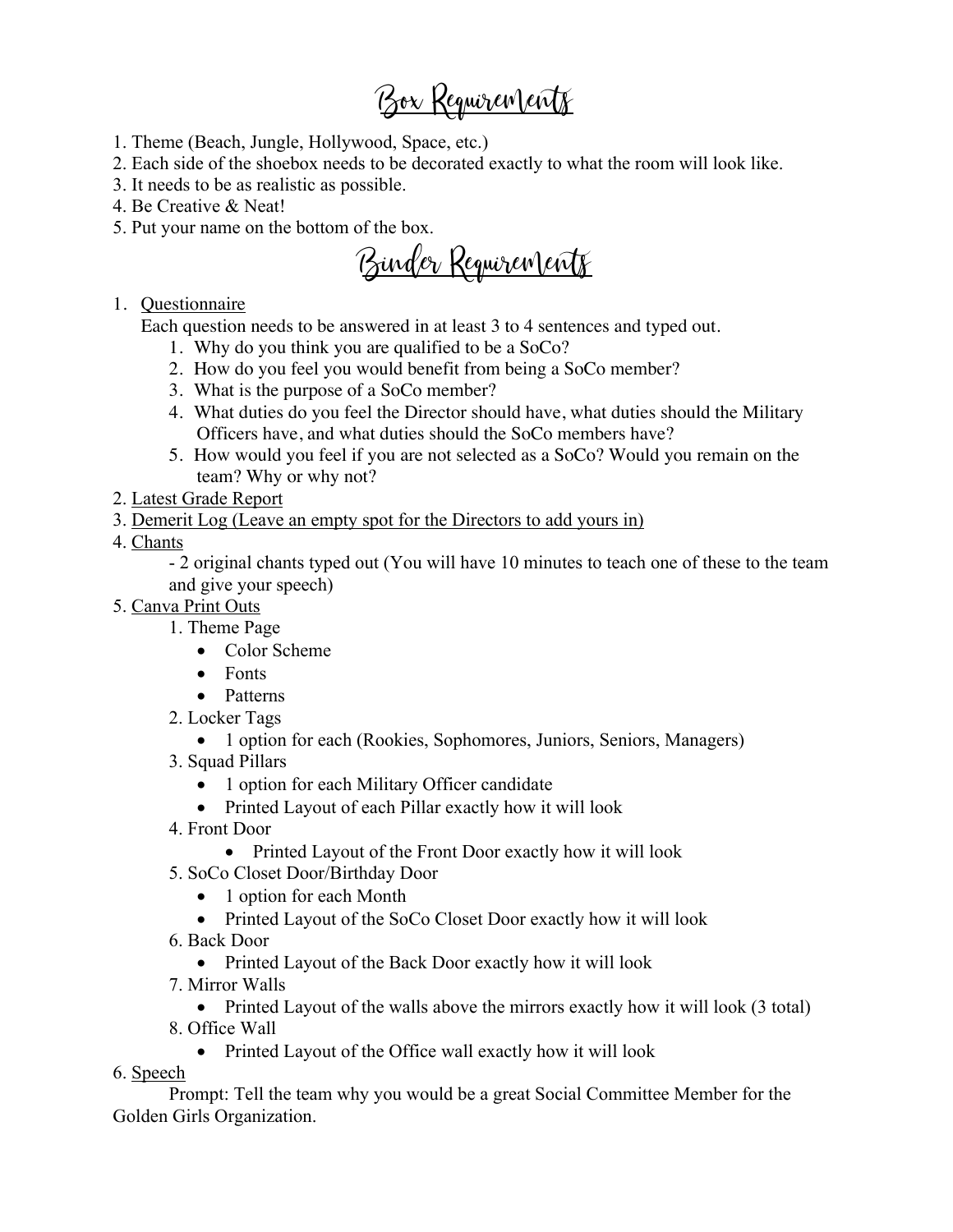# Box Requirements

1. Theme (Beach, Jungle, Hollywood, Space, etc.)
2. Each side of the shoebox needs to be decorated exactly to what the room will look like.
3. It needs to be as realistic as possible.
4. Be Creative & Neat!
5. Put your name on the bottom of the box.

# Binder Requirements

1. Questionnaire

   Each question needs to be answered in at least 3 to 4 sentences and typed out.

   1. Why do you think you are qualified to be a SoCo?
   2. How do you feel you would benefit from being a SoCo member?
   3. What is the purpose of a SoCo member?
   4. What duties do you feel the Director should have, what duties should the Military Officers have, and what duties should the SoCo members have?
   5. How would you feel if you are not selected as a SoCo? Would you remain on the team? Why or why not?

2. Latest Grade Report
3. Demerit Log (Leave an empty spot for the Directors to add yours in)
4. Chants

   - 2 original chants typed out (You will have 10 minutes to teach one of these to the team and give your speech)

5. Canva Print Outs

   1. Theme Page
      - Color Scheme
      - Fonts
      - Patterns
   2. Locker Tags
      - 1 option for each (Rookies, Sophomores, Juniors, Seniors, Managers)
   3. Squad Pillars
      - 1 option for each Military Officer candidate
      - Printed Layout of each Pillar exactly how it will look
   4. Front Door
      - Printed Layout of the Front Door exactly how it will look
   5. SoCo Closet Door/Birthday Door
      - 1 option for each Month
      - Printed Layout of the SoCo Closet Door exactly how it will look
   6. Back Door
      - Printed Layout of the Back Door exactly how it will look
   7. Mirror Walls
      - Printed Layout of the walls above the mirrors exactly how it will look (3 total)
   8. Office Wall
      - Printed Layout of the Office wall exactly how it will look

6. Speech

   Prompt: Tell the team why you would be a great Social Committee Member for the Golden Girls Organization.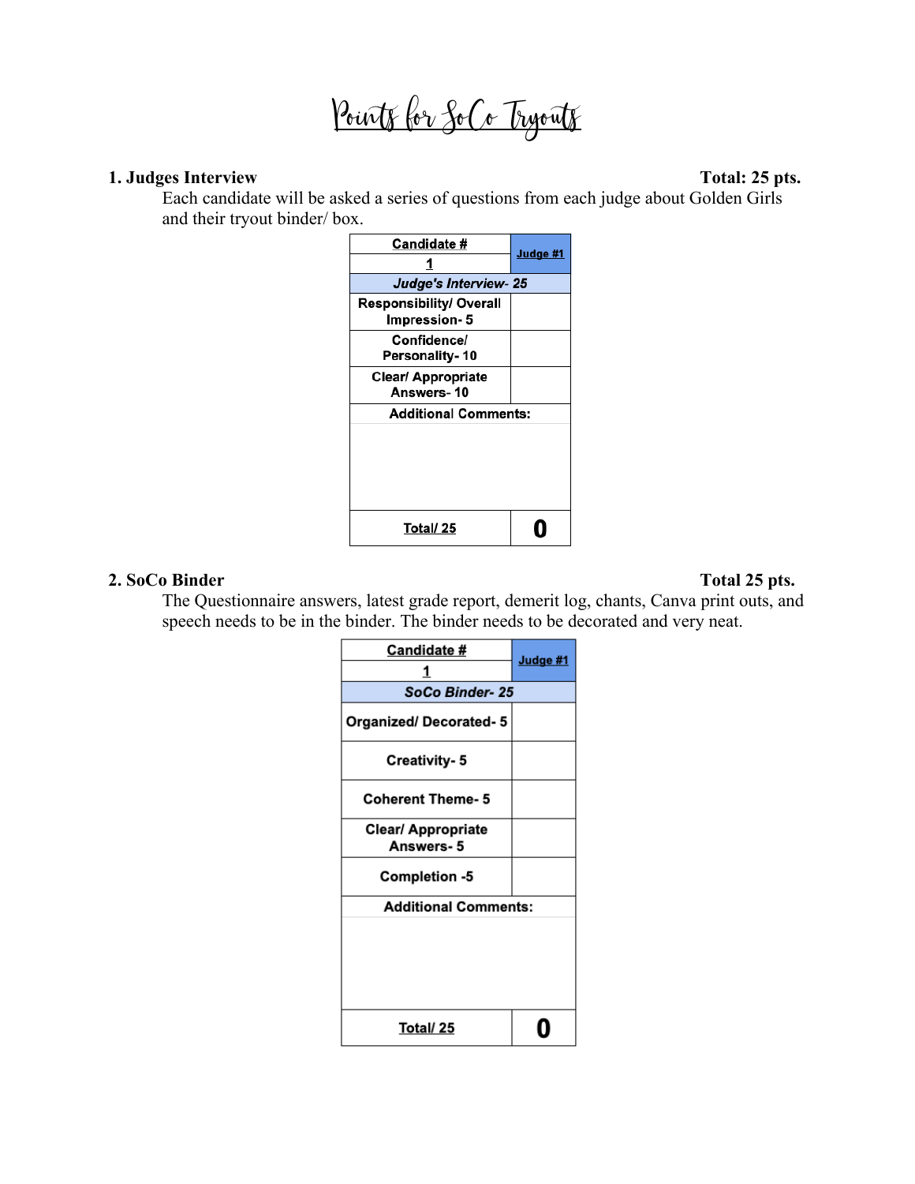# Points for SoCo Tryouts

**1. Judges Interview** **Total: 25 pts.**

Each candidate will be asked a series of questions from each judge about Golden Girls and their tryout binder/ box.

| Candidate # | Judge #1 |
|---|---|
| 1 | |
| *Judge's Interview- 25* | |
| Responsibility/ Overall Impression- 5 | |
| Confidence/ Personality- 10 | |
| Clear/ Appropriate Answers- 10 | |
| Additional Comments: | |
| Total/ 25 | 0 |

**2. SoCo Binder** **Total 25 pts.**

The Questionnaire answers, latest grade report, demerit log, chants, Canva print outs, and speech needs to be in the binder. The binder needs to be decorated and very neat.

| Candidate # | Judge #1 |
|---|---|
| 1 | |
| *SoCo Binder- 25* | |
| Organized/ Decorated- 5 | |
| Creativity- 5 | |
| Coherent Theme- 5 | |
| Clear/ Appropriate Answers- 5 | |
| Completion -5 | |
| Additional Comments: | |
| Total/ 25 | 0 |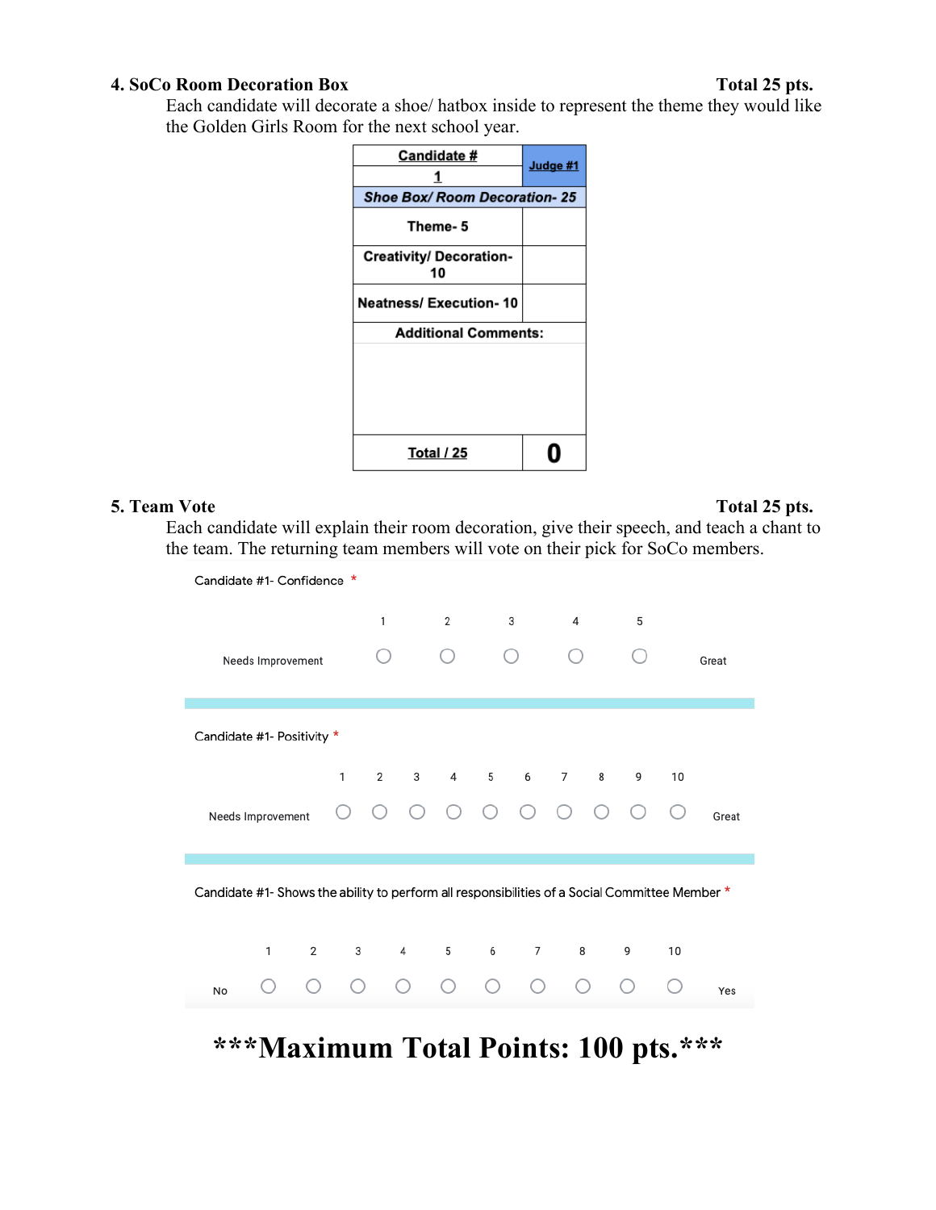**4. SoCo Room Decoration Box** **Total 25 pts.**

Each candidate will decorate a shoe/ hatbox inside to represent the theme they would like the Golden Girls Room for the next school year.

| Candidate # 1 | Judge #1 |
|---|---|
| ***Shoe Box/ Room Decoration- 25*** | |
| **Theme- 5** | |
| **Creativity/ Decoration- 10** | |
| **Neatness/ Execution- 10** | |
| **Additional Comments:** | |
| **Total / 25** | **0** |

**5. Team Vote** **Total 25 pts.**

Each candidate will explain their room decoration, give their speech, and teach a chant to the team. The returning team members will vote on their pick for SoCo members.

Candidate #1- Confidence *

| | 1 | 2 | 3 | 4 | 5 | |
|---|---|---|---|---|---|---|
| Needs Improvement | ○ | ○ | ○ | ○ | ○ | Great |

Candidate #1- Positivity *

| | 1 | 2 | 3 | 4 | 5 | 6 | 7 | 8 | 9 | 10 | |
|---|---|---|---|---|---|---|---|---|---|---|---|
| Needs Improvement | ○ | ○ | ○ | ○ | ○ | ○ | ○ | ○ | ○ | ○ | Great |

Candidate #1- Shows the ability to perform all responsibilities of a Social Committee Member *

| | 1 | 2 | 3 | 4 | 5 | 6 | 7 | 8 | 9 | 10 | |
|---|---|---|---|---|---|---|---|---|---|---|---|
| No | ○ | ○ | ○ | ○ | ○ | ○ | ○ | ○ | ○ | ○ | Yes |

# ***Maximum Total Points: 100 pts.***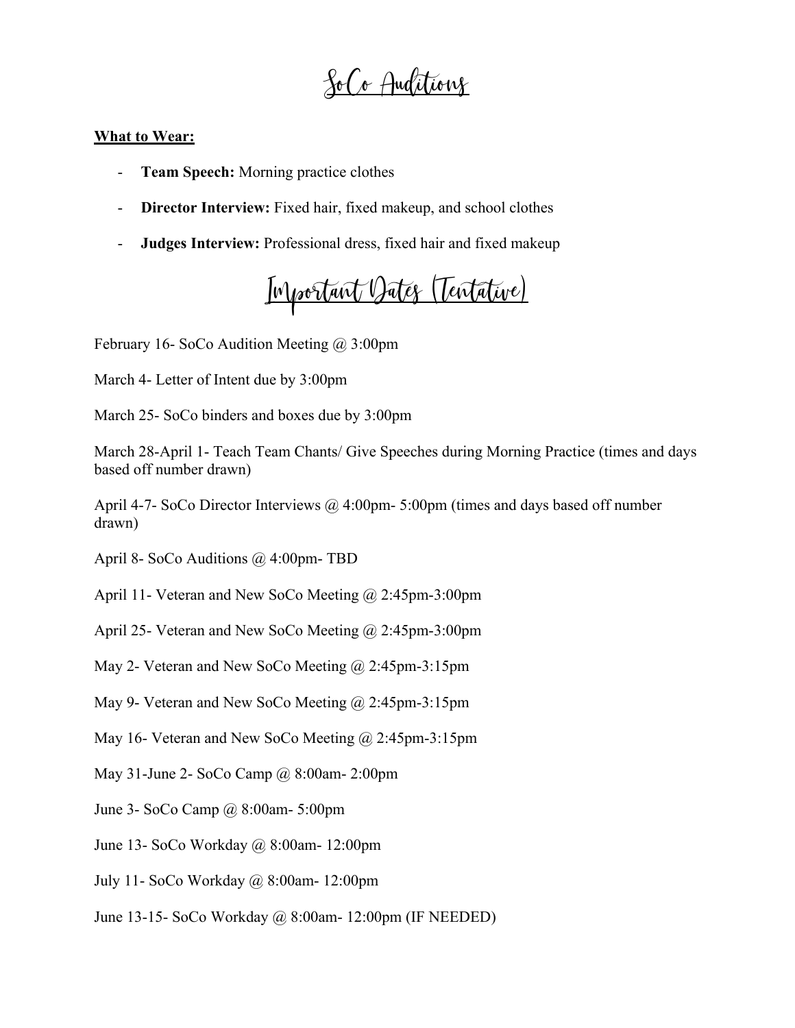# SoCo Auditions

**What to Wear:**

- **Team Speech:** Morning practice clothes
- **Director Interview:** Fixed hair, fixed makeup, and school clothes
- **Judges Interview:** Professional dress, fixed hair and fixed makeup

# Important Dates (Tentative)

February 16- SoCo Audition Meeting @ 3:00pm

March 4- Letter of Intent due by 3:00pm

March 25- SoCo binders and boxes due by 3:00pm

March 28-April 1- Teach Team Chants/ Give Speeches during Morning Practice (times and days based off number drawn)

April 4-7- SoCo Director Interviews @ 4:00pm- 5:00pm (times and days based off number drawn)

April 8- SoCo Auditions @ 4:00pm- TBD

April 11- Veteran and New SoCo Meeting @ 2:45pm-3:00pm

April 25- Veteran and New SoCo Meeting @ 2:45pm-3:00pm

May 2- Veteran and New SoCo Meeting @ 2:45pm-3:15pm

May 9- Veteran and New SoCo Meeting @ 2:45pm-3:15pm

May 16- Veteran and New SoCo Meeting @ 2:45pm-3:15pm

May 31-June 2- SoCo Camp @ 8:00am- 2:00pm

June 3- SoCo Camp @ 8:00am- 5:00pm

June 13- SoCo Workday @ 8:00am- 12:00pm

July 11- SoCo Workday @ 8:00am- 12:00pm

June 13-15- SoCo Workday @ 8:00am- 12:00pm (IF NEEDED)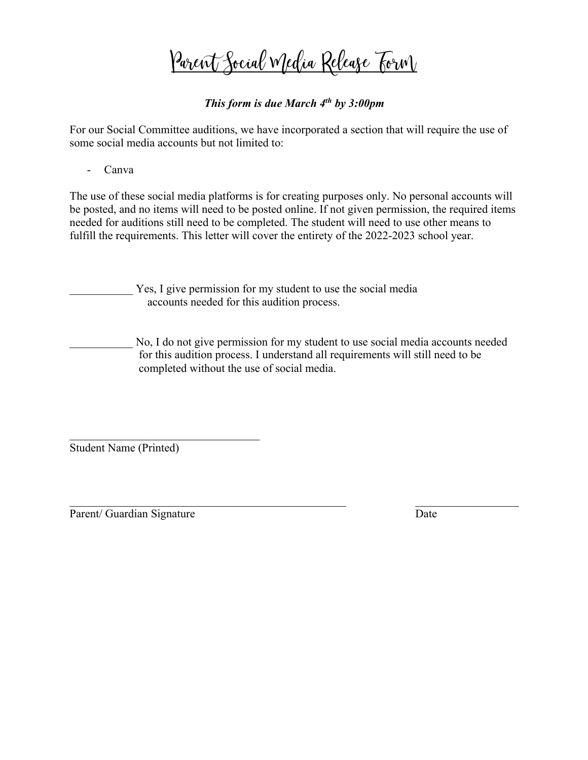# Parent Social Media Release Form

***This form is due March 4th by 3:00pm***

For our Social Committee auditions, we have incorporated a section that will require the use of some social media accounts but not limited to:

- Canva

The use of these social media platforms is for creating purposes only. No personal accounts will be posted, and no items will need to be posted online. If not given permission, the required items needed for auditions still need to be completed. The student will need to use other means to fulfill the requirements. This letter will cover the entirety of the 2022-2023 school year.

___________ Yes, I give permission for my student to use the social media accounts needed for this audition process.

___________ No, I do not give permission for my student to use social media accounts needed for this audition process. I understand all requirements will still need to be completed without the use of social media.

_________________________________
Student Name (Printed)

_________________________________________________ ___________________
Parent/ Guardian Signature Date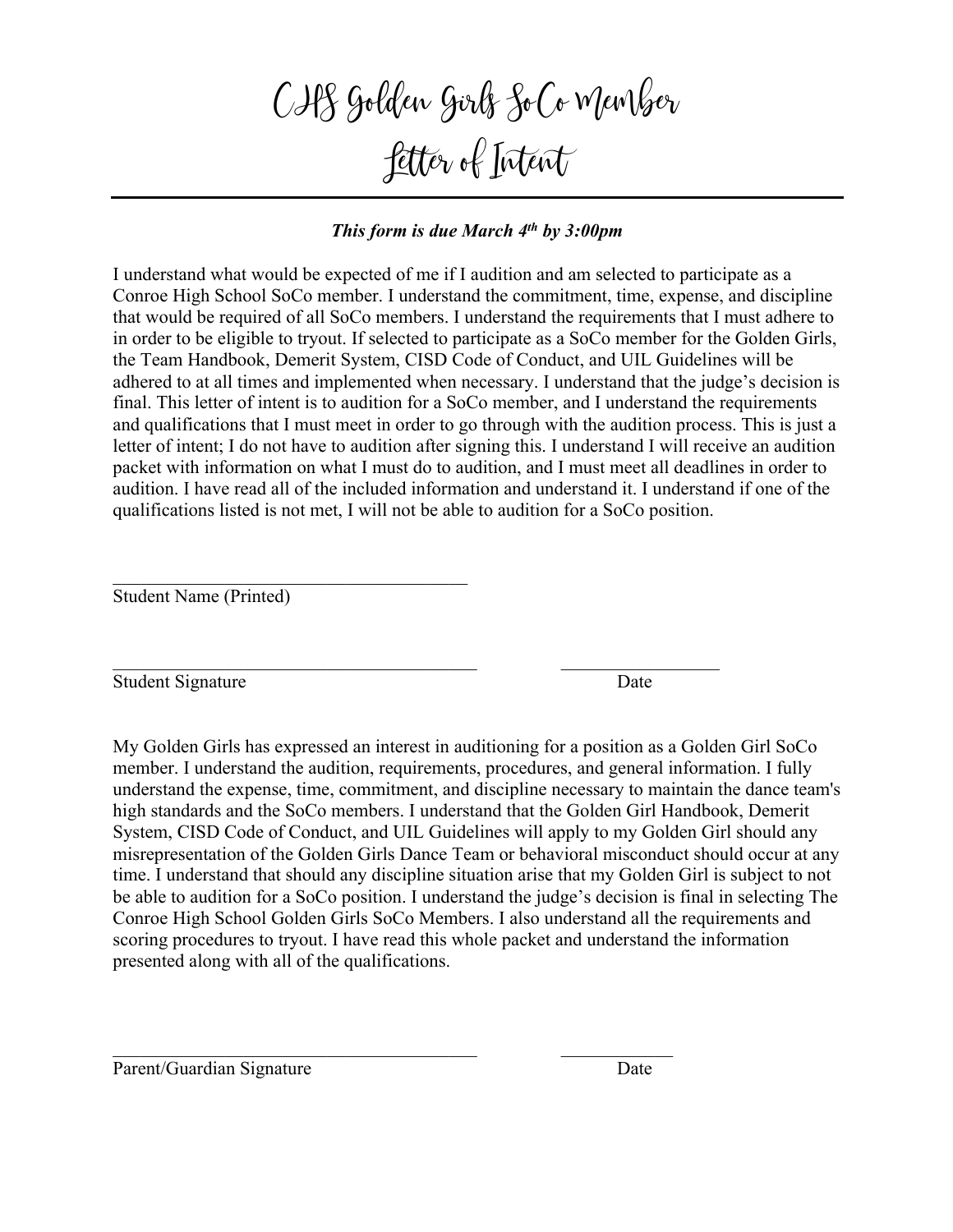# CHS Golden Girls SoCo Member Letter of Intent

***This form is due March 4th by 3:00pm***

I understand what would be expected of me if I audition and am selected to participate as a Conroe High School SoCo member. I understand the commitment, time, expense, and discipline that would be required of all SoCo members. I understand the requirements that I must adhere to in order to be eligible to tryout. If selected to participate as a SoCo member for the Golden Girls, the Team Handbook, Demerit System, CISD Code of Conduct, and UIL Guidelines will be adhered to at all times and implemented when necessary. I understand that the judge's decision is final. This letter of intent is to audition for a SoCo member, and I understand the requirements and qualifications that I must meet in order to go through with the audition process. This is just a letter of intent; I do not have to audition after signing this. I understand I will receive an audition packet with information on what I must do to audition, and I must meet all deadlines in order to audition. I have read all of the included information and understand it. I understand if one of the qualifications listed is not met, I will not be able to audition for a SoCo position.

_____________________________________
Student Name (Printed)

_________________________________________ _________________
Student Signature Date

My Golden Girls has expressed an interest in auditioning for a position as a Golden Girl SoCo member. I understand the audition, requirements, procedures, and general information. I fully understand the expense, time, commitment, and discipline necessary to maintain the dance team's high standards and the SoCo members. I understand that the Golden Girl Handbook, Demerit System, CISD Code of Conduct, and UIL Guidelines will apply to my Golden Girl should any misrepresentation of the Golden Girls Dance Team or behavioral misconduct should occur at any time. I understand that should any discipline situation arise that my Golden Girl is subject to not be able to audition for a SoCo position. I understand the judge's decision is final in selecting The Conroe High School Golden Girls SoCo Members. I also understand all the requirements and scoring procedures to tryout. I have read this whole packet and understand the information presented along with all of the qualifications.

_________________________________________ ____________
Parent/Guardian Signature Date